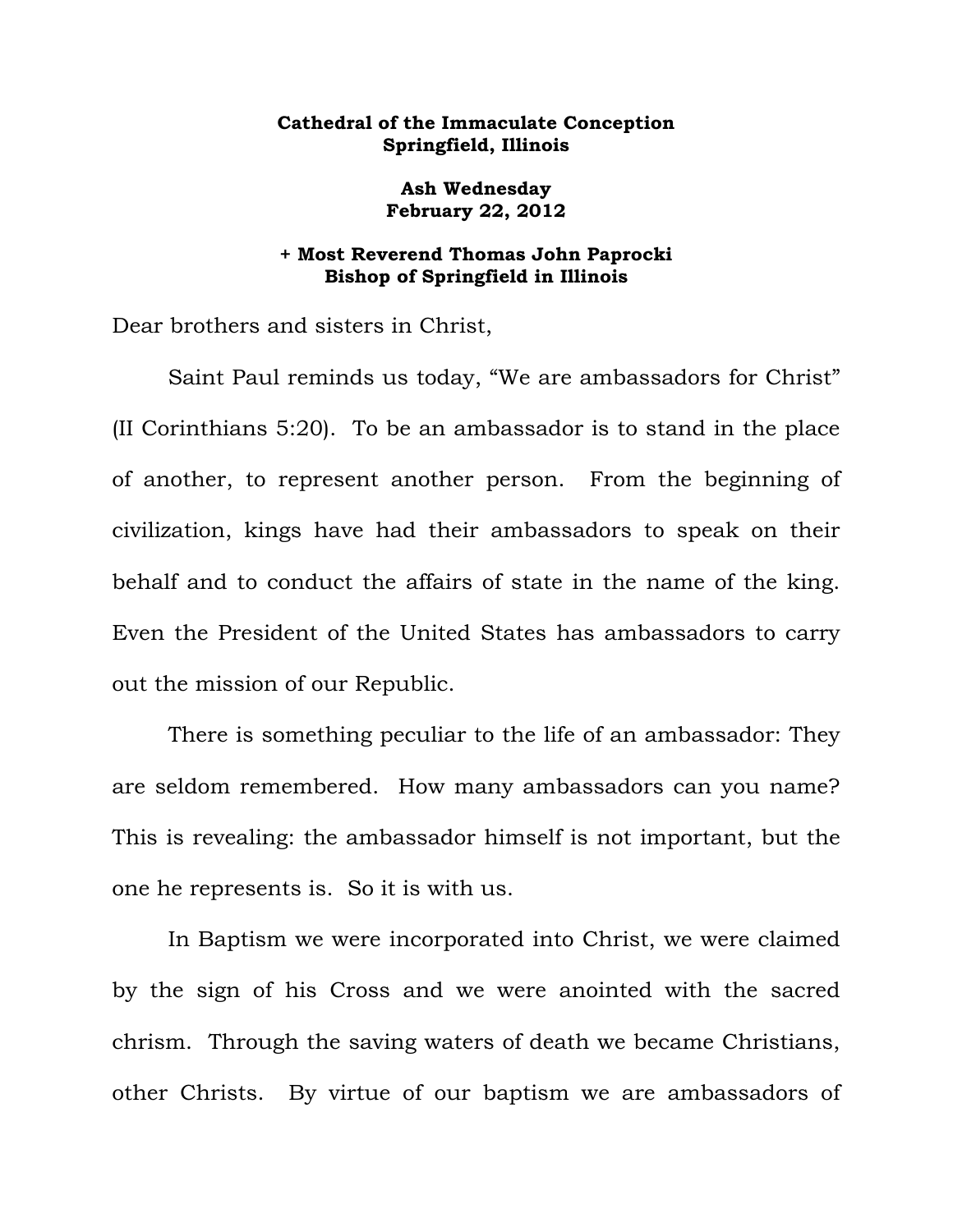**Cathedral of the Immaculate Conception**
**Springfield, Illinois**

**Ash Wednesday**
**February 22, 2012**

**+ Most Reverend Thomas John Paprocki**
**Bishop of Springfield in Illinois**

Dear brothers and sisters in Christ,

Saint Paul reminds us today, "We are ambassadors for Christ" (II Corinthians 5:20). To be an ambassador is to stand in the place of another, to represent another person. From the beginning of civilization, kings have had their ambassadors to speak on their behalf and to conduct the affairs of state in the name of the king. Even the President of the United States has ambassadors to carry out the mission of our Republic.

There is something peculiar to the life of an ambassador: They are seldom remembered. How many ambassadors can you name? This is revealing: the ambassador himself is not important, but the one he represents is. So it is with us.

In Baptism we were incorporated into Christ, we were claimed by the sign of his Cross and we were anointed with the sacred chrism. Through the saving waters of death we became Christians, other Christs. By virtue of our baptism we are ambassadors of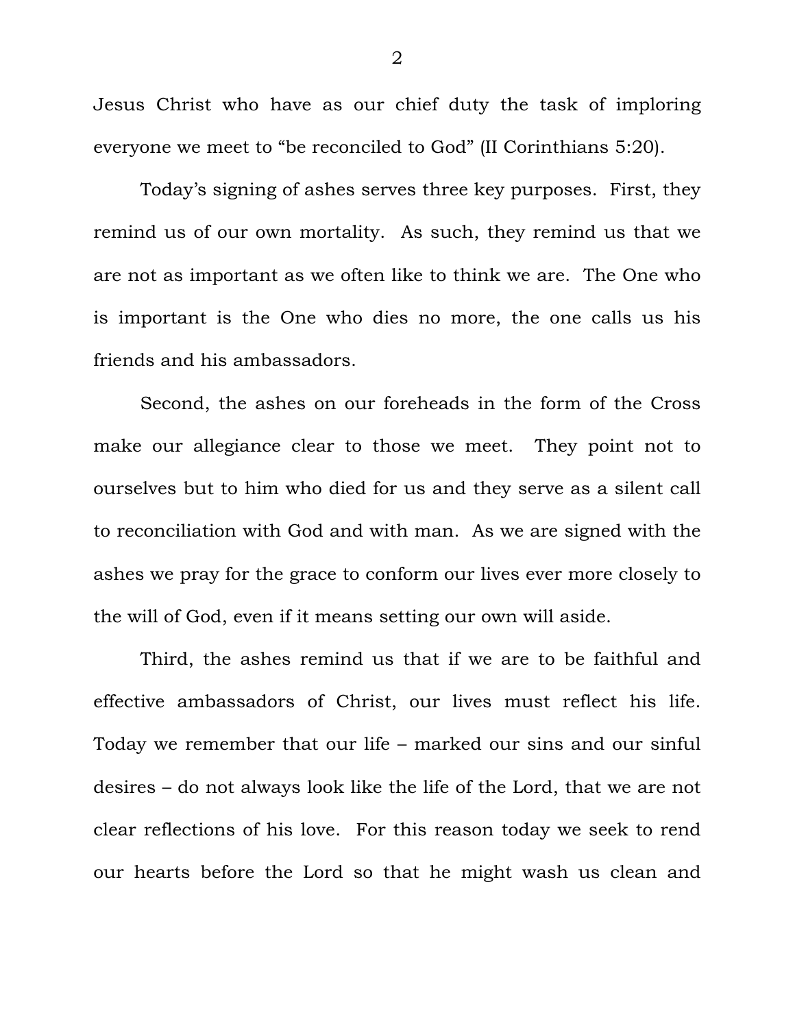Jesus Christ who have as our chief duty the task of imploring everyone we meet to "be reconciled to God" (II Corinthians 5:20).

Today's signing of ashes serves three key purposes. First, they remind us of our own mortality. As such, they remind us that we are not as important as we often like to think we are. The One who is important is the One who dies no more, the one calls us his friends and his ambassadors.

Second, the ashes on our foreheads in the form of the Cross make our allegiance clear to those we meet. They point not to ourselves but to him who died for us and they serve as a silent call to reconciliation with God and with man. As we are signed with the ashes we pray for the grace to conform our lives ever more closely to the will of God, even if it means setting our own will aside.

Third, the ashes remind us that if we are to be faithful and effective ambassadors of Christ, our lives must reflect his life. Today we remember that our life – marked our sins and our sinful desires – do not always look like the life of the Lord, that we are not clear reflections of his love. For this reason today we seek to rend our hearts before the Lord so that he might wash us clean and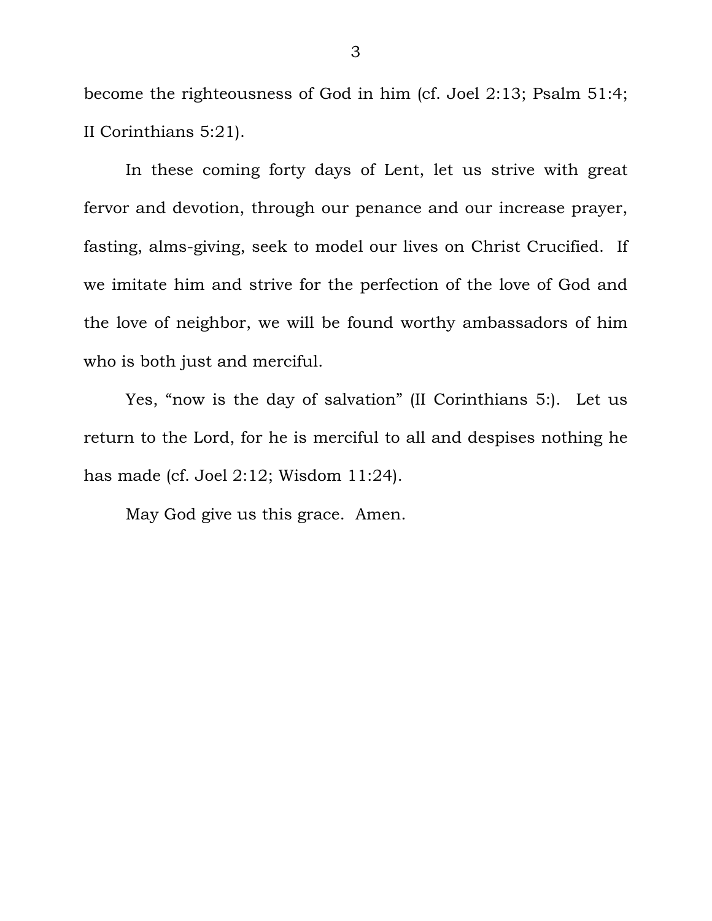become the righteousness of God in him (cf. Joel 2:13; Psalm 51:4; II Corinthians 5:21).

In these coming forty days of Lent, let us strive with great fervor and devotion, through our penance and our increase prayer, fasting, alms-giving, seek to model our lives on Christ Crucified. If we imitate him and strive for the perfection of the love of God and the love of neighbor, we will be found worthy ambassadors of him who is both just and merciful.

Yes, "now is the day of salvation" (II Corinthians 5:). Let us return to the Lord, for he is merciful to all and despises nothing he has made (cf. Joel 2:12; Wisdom 11:24).

May God give us this grace. Amen.